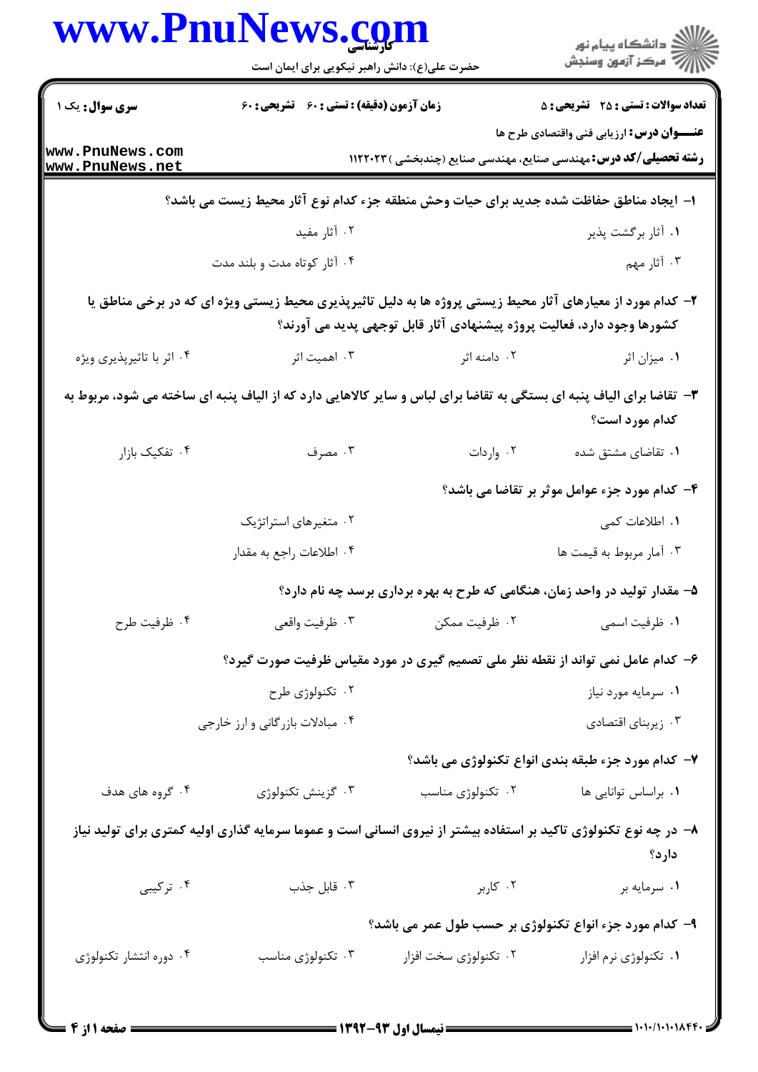**سری سوال:** یک ۱ | **زمان آزمون (دقیقه) : تستی : ۶۰ تشریحی : ۶۰** | **تعداد سوالات : تستی : ۲۵ تشریحی : ۵**

**عنـــوان درس:** ارزیابی فنی واقتصادی طرح ها

**رشته تحصیلی/کد درس:** مهندسی صنایع، مهندسی صنایع (چندبخشی ) ۱۱۲۲۰۲۳

۱- ایجاد مناطق حفاظت شده جدید برای حیات وحش منطقه جزء کدام نوع آثار محیط زیست می باشد؟

۱. آثار برگشت پذیر
۲. آثار مفید
۳. آثار مهم
۴. آثار کوتاه مدت و بلند مدت

۲- کدام مورد از معیارهای آثار محیط زیستی پروژه ها به دلیل تاثیرپذیری محیط زیستی ویژه ای که در برخی مناطق یا کشورها وجود دارد، فعالیت پروژه پیشنهادی آثار قابل توجهی پدید می آورند؟

۱. میزان اثر
۲. دامنه اثر
۳. اهمیت اثر
۴. اثر با تاثیرپذیری ویژه

۳- تقاضا برای الیاف پنبه ای بستگی به تقاضا برای لباس و سایر کالاهایی دارد که از الیاف پنبه ای ساخته می شود، مربوط به کدام مورد است؟

۱. تقاضای مشتق شده
۲. واردات
۳. مصرف
۴. تفکیک بازار

۴- کدام مورد جزء عوامل موثر بر تقاضا می باشد؟

۱. اطلاعات کمی
۲. متغیرهای استراتژیک
۳. آمار مربوط به قیمت ها
۴. اطلاعات راجع به مقدار

۵- مقدار تولید در واحد زمان، هنگامی که طرح به بهره برداری برسد چه نام دارد؟

۱. ظرفیت اسمی
۲. ظرفیت ممکن
۳. ظرفیت واقعی
۴. ظرفیت طرح

۶- کدام عامل نمی تواند از نقطه نظر ملی تصمیم گیری در مورد مقیاس ظرفیت صورت گیرد؟

۱. سرمایه مورد نیاز
۲. تکنولوژی طرح
۳. زیربنای اقتصادی
۴. مبادلات بازرگانی و ارز خارجی

۷- کدام مورد جزء طبقه بندی انواع تکنولوژی می باشد؟

۱. براساس توانایی ها
۲. تکنولوژی مناسب
۳. گزینش تکنولوژی
۴. گروه های هدف

۸- در چه نوع تکنولوژی تاکید بر استفاده بیشتر از نیروی انسانی است و عموما سرمایه گذاری اولیه کمتری برای تولید نیاز دارد؟

۱. سرمایه بر
۲. کاربر
۳. قابل جذب
۴. ترکیبی

۹- کدام مورد جزء انواع تکنولوژی بر حسب طول عمر می باشد؟

۱. تکنولوژی نرم افزار
۲. تکنولوژی سخت افزار
۳. تکنولوژی مناسب
۴. دوره انتشار تکنولوژی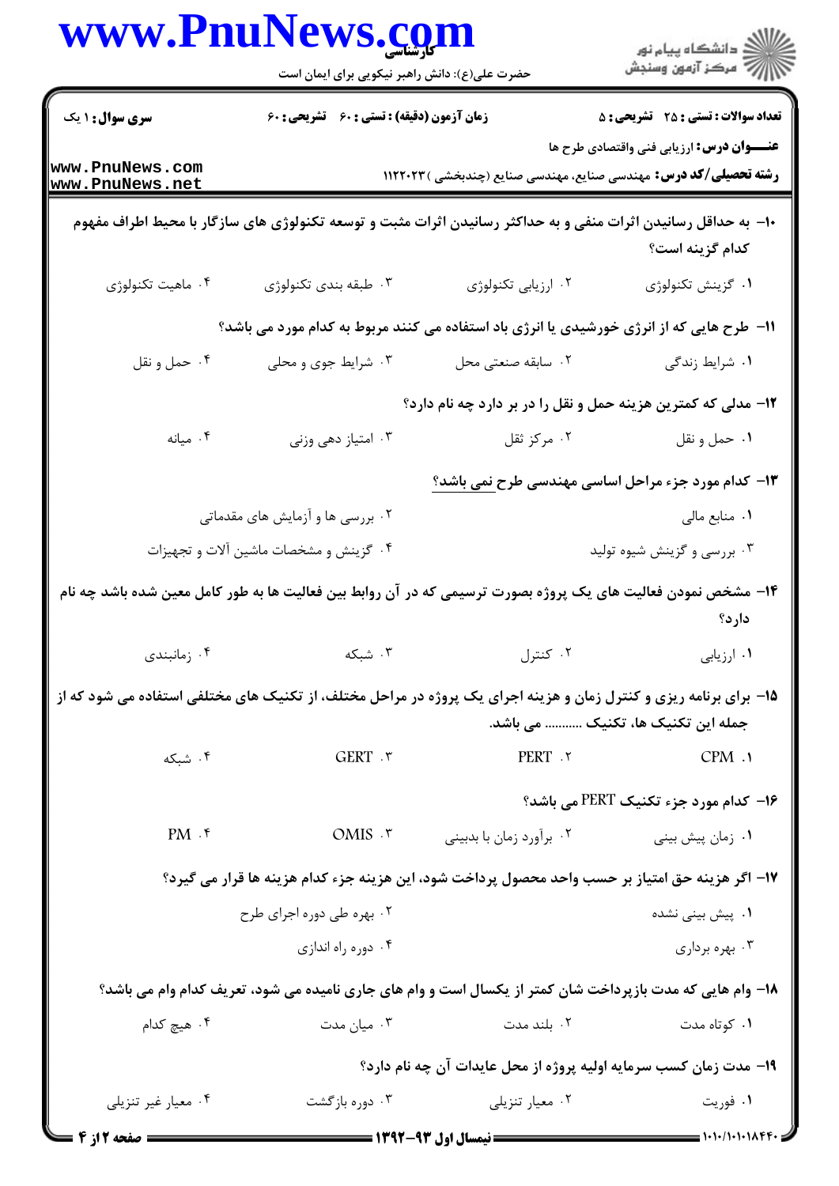۱۰- به حداقل رسانیدن اثرات منفی و به حداکثر رسانیدن اثرات مثبت و توسعه تکنولوژی های سازگار با محیط اطراف مفهوم کدام گزینه است؟

۱. گزینش تکنولوژی
۲. ارزیابی تکنولوژی
۳. طبقه بندی تکنولوژی
۴. ماهیت تکنولوژی

۱۱- طرح هایی که از انرژی خورشیدی یا انرژی باد استفاده می کنند مربوط به کدام مورد می باشد؟

۱. شرایط زندگی
۲. سابقه صنعتی محل
۳. شرایط جوی و محلی
۴. حمل و نقل

۱۲- مدلی که کمترین هزینه حمل و نقل را در بر دارد چه نام دارد؟

۱. حمل و نقل
۲. مرکز ثقل
۳. امتیاز دهی وزنی
۴. میانه

۱۳- کدام مورد جزء مراحل اساسی مهندسی طرح نمی باشد؟

۱. منابع مالی
۲. بررسی ها و آزمایش های مقدماتی
۳. بررسی و گزینش شیوه تولید
۴. گزینش و مشخصات ماشین آلات و تجهیزات

۱۴- مشخص نمودن فعالیت های یک پروژه بصورت ترسیمی که در آن روابط بین فعالیت ها به طور کامل معین شده باشد چه نام دارد؟

۱. ارزیابی
۲. کنترل
۳. شبکه
۴. زمانبندی

۱۵- برای برنامه ریزی و کنترل زمان و هزینه اجرای یک پروژه در مراحل مختلف، از تکنیک های مختلفی استفاده می شود که از جمله این تکنیک ها، تکنیک .......... می باشد.

۱. CPM
۲. PERT
۳. GERT
۴. شبکه

۱۶- کدام مورد جزء تکنیک PERT می باشد؟

۱. زمان پیش بینی
۲. برآورد زمان با بدبینی
۳. OMIS
۴. PM

۱۷- اگر هزینه حق امتیاز بر حسب واحد محصول پرداخت شود، این هزینه جزء کدام هزینه ها قرار می گیرد؟

۱. پیش بینی نشده
۲. بهره طی دوره اجرای طرح
۳. بهره برداری
۴. دوره راه اندازی

۱۸- وام هایی که مدت بازپرداخت شان کمتر از یکسال است و وام های جاری نامیده می شود، تعریف کدام وام می باشد؟

۱. کوتاه مدت
۲. بلند مدت
۳. میان مدت
۴. هیچ کدام

۱۹- مدت زمان کسب سرمایه اولیه پروژه از محل عایدات آن چه نام دارد؟

۱. فوریت
۲. معیار تنزیلی
۳. دوره بازگشت
۴. معیار غیر تنزیلی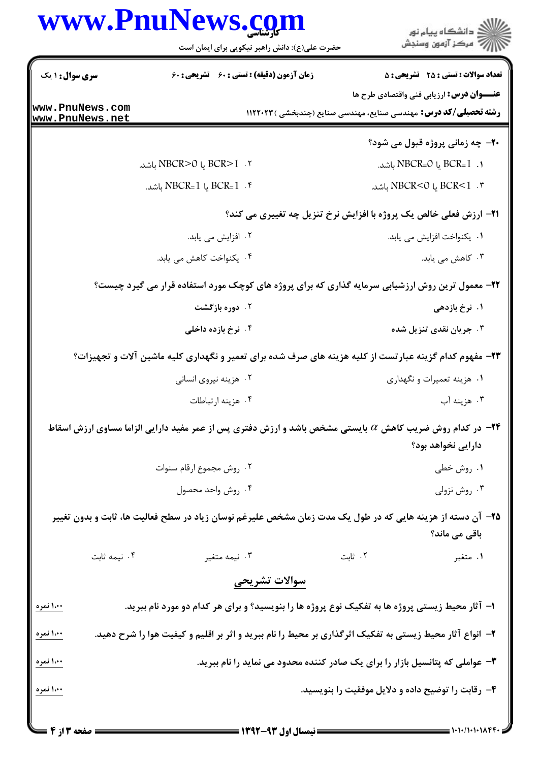**سری سوال:** ۱ یک

**زمان آزمون (دقیقه) : تستی :** ۶۰ **تشریحی :** ۶۰

**تعداد سوالات : تستی :** ۲۵ **تشریحی :** ۵

**عنـــوان درس:** ارزیابی فنی واقتصادی طرح ها

**رشته تحصیلی/کد درس:** مهندسی صنایع، مهندسی صنایع (چندبخشی ) ۱۱۲۲۰۲۳

**۲۰- چه زمانی پروژه قبول می شود؟**

۱. $BCR=1$ یا $NBCR=0$ باشد.

۲. $BCR>1$ یا $NBCR>0$ باشد.

۳. $BCR<1$ یا $NBCR<0$ باشد.

۴. $BCR=1$ یا $NBCR=1$ باشد.

**۲۱- ارزش فعلی خالص یک پروژه با افزایش نرخ تنزیل چه تغییری می کند؟**

۱. یکنواخت افزایش می یابد.

۲. افزایش می یابد.

۳. کاهش می یابد.

۴. یکنواخت کاهش می یابد.

**۲۲- معمول ترین روش ارزشیابی سرمایه گذاری که برای پروژه های کوچک مورد استفاده قرار می گیرد چیست؟**

۱. نرخ بازدهی

۲. دوره بازگشت

۳. جریان نقدی تنزیل شده

۴. نرخ بازده داخلی

**۲۳- مفهوم کدام گزینه عبارتست از کلیه هزینه های صرف شده برای تعمیر و نگهداری کلیه ماشین آلات و تجهیزات؟**

۱. هزینه تعمیرات و نگهداری

۲. هزینه نیروی انسانی

۳. هزینه آب

۴. هزینه ارتباطات

**۲۴- در کدام روش ضریب کاهش $\alpha$ بایستی مشخص باشد و ارزش دفتری پس از عمر مفید دارایی الزاما مساوی ارزش اسقاط دارایی نخواهد بود؟**

۱. روش خطی

۲. روش مجموع ارقام سنوات

۳. روش نزولی

۴. روش واحد محصول

**۲۵- آن دسته از هزینه هایی که در طول یک مدت زمان مشخص علیرغم نوسان زیاد در سطح فعالیت ها، ثابت و بدون تغییر باقی می ماند؟**

۱. متغیر

۲. ثابت

۳. نیمه متغیر

۴. نیمه ثابت

## سوالات تشریحی

**۱- آثار محیط زیستی پروژه ها به تفکیک نوع پروژه ها را بنویسید؟ و برای هر کدام دو مورد نام ببرید.** (۱،۰۰ نمره)

**۲- انواع آثار محیط زیستی به تفکیک اثرگذاری بر محیط را نام ببرید و اثر بر اقلیم و کیفیت هوا را شرح دهید.** (۱،۰۰ نمره)

**۳- عواملی که پتانسیل بازار را برای یک صادر کننده محدود می نماید را نام ببرید.** (۱،۰۰ نمره)

**۴- رقابت را توضیح داده و دلایل موفقیت را بنویسید.** (۱،۰۰ نمره)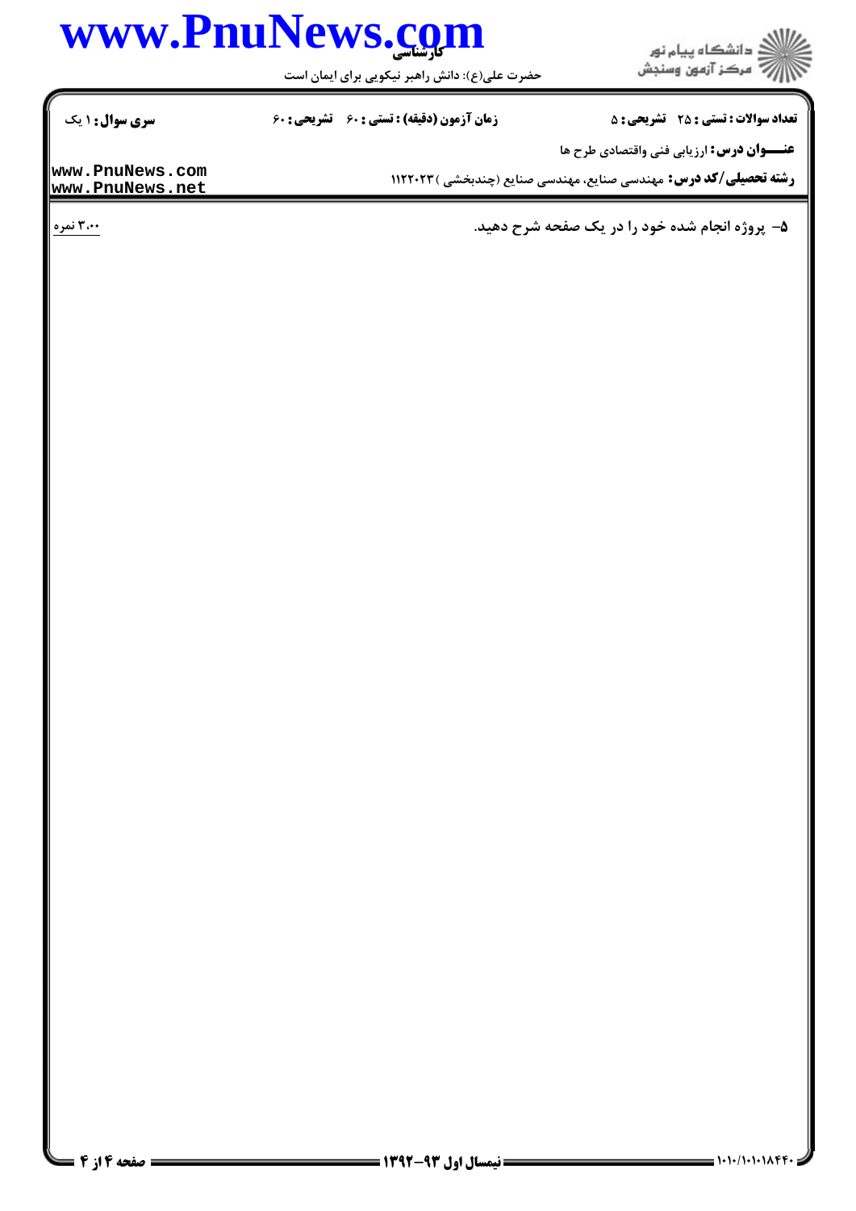**سری سوال:** ۱ یک | **زمان آزمون (دقیقه) : تستی :** ۶۰ **تشریحی :** ۶۰ | **تعداد سوالات : تستی :** ۲۵ **تشریحی :** ۵

**عنـــوان درس:** ارزیابی فنی واقتصادی طرح ها

**رشته تحصیلی/کد درس:** مهندسی صنایع، مهندسی صنایع (چندبخشی )۱۱۲۲۰۲۳

۵- پروژه انجام شده خود را در یک صفحه شرح دهید. ۳،۰۰ نمره